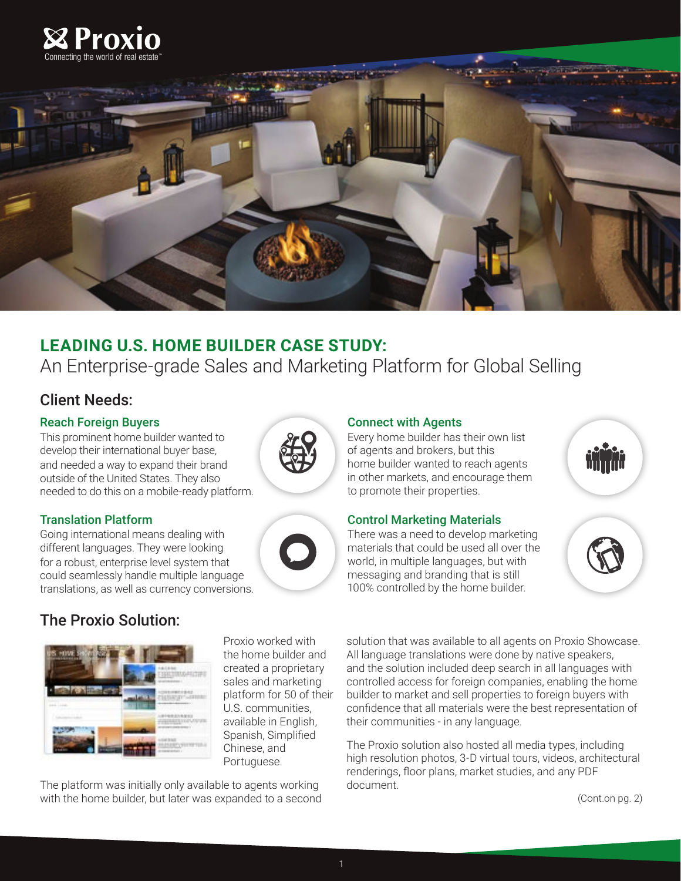Proxio

Connecting the world of real estate™

# LEADING U.S. HOME BUILDER CASE STUDY:

An Enterprise-grade Sales and Marketing Platform for Global Selling

## Client Needs:

### Reach Foreign Buyers

This prominent home builder wanted to develop their international buyer base, and needed a way to expand their brand outside of the United States. They also needed to do this on a mobile-ready platform.

### Translation Platform

Going international means dealing with different languages. They were looking for a robust, enterprise level system that could seamlessly handle multiple language translations, as well as currency conversions.

### Connect with Agents

Every home builder has their own list of agents and brokers, but this home builder wanted to reach agents in other markets, and encourage them to promote their properties.

### Control Marketing Materials

There was a need to develop marketing materials that could be used all over the world, in multiple languages, but with messaging and branding that is still 100% controlled by the home builder.

## The Proxio Solution:

Proxio worked with the home builder and created a proprietary sales and marketing platform for 50 of their U.S. communities, available in English, Spanish, Simplified Chinese, and Portuguese.

The platform was initially only available to agents working with the home builder, but later was expanded to a second solution that was available to all agents on Proxio Showcase. All language translations were done by native speakers, and the solution included deep search in all languages with controlled access for foreign companies, enabling the home builder to market and sell properties to foreign buyers with confidence that all materials were the best representation of their communities - in any language.

The Proxio solution also hosted all media types, including high resolution photos, 3-D virtual tours, videos, architectural renderings, floor plans, market studies, and any PDF document.

(Cont.on pg. 2)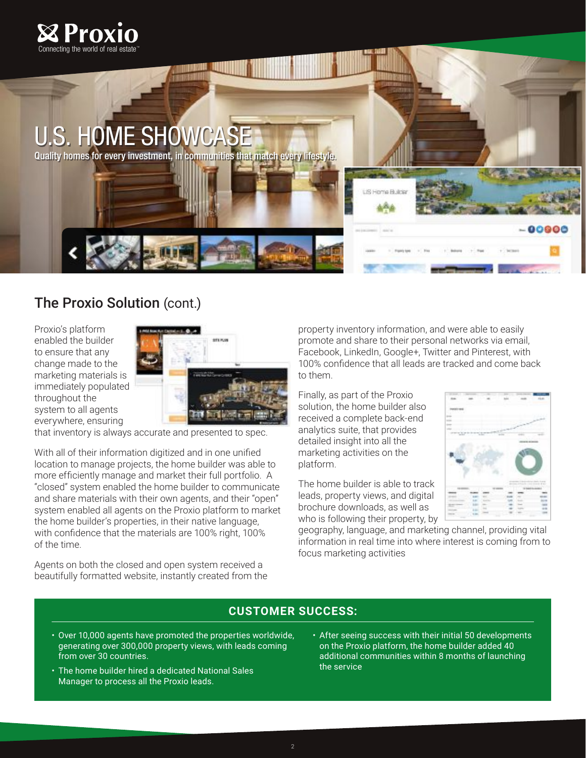# Proxio

Connecting the world of real estate™

## U.S. HOME SHOWCASE

Quality homes for every investment, in communities that match every lifestyle.

## The Proxio Solution (cont.)

Proxio's platform enabled the builder to ensure that any change made to the marketing materials is immediately populated throughout the system to all agents everywhere, ensuring that inventory is always accurate and presented to spec.

With all of their information digitized and in one unified location to manage projects, the home builder was able to more efficiently manage and market their full portfolio. A "closed" system enabled the home builder to communicate and share materials with their own agents, and their "open" system enabled all agents on the Proxio platform to market the home builder's properties, in their native language, with confidence that the materials are 100% right, 100% of the time.

Agents on both the closed and open system received a beautifully formatted website, instantly created from the property inventory information, and were able to easily promote and share to their personal networks via email, Facebook, LinkedIn, Google+, Twitter and Pinterest, with 100% confidence that all leads are tracked and come back to them.

Finally, as part of the Proxio solution, the home builder also received a complete back-end analytics suite, that provides detailed insight into all the marketing activities on the platform.

The home builder is able to track leads, property views, and digital brochure downloads, as well as who is following their property, by geography, language, and marketing channel, providing vital information in real time into where interest is coming from to focus marketing activities

### CUSTOMER SUCCESS:

- Over 10,000 agents have promoted the properties worldwide, generating over 300,000 property views, with leads coming from over 30 countries.
- The home builder hired a dedicated National Sales Manager to process all the Proxio leads.
- After seeing success with their initial 50 developments on the Proxio platform, the home builder added 40 additional communities within 8 months of launching the service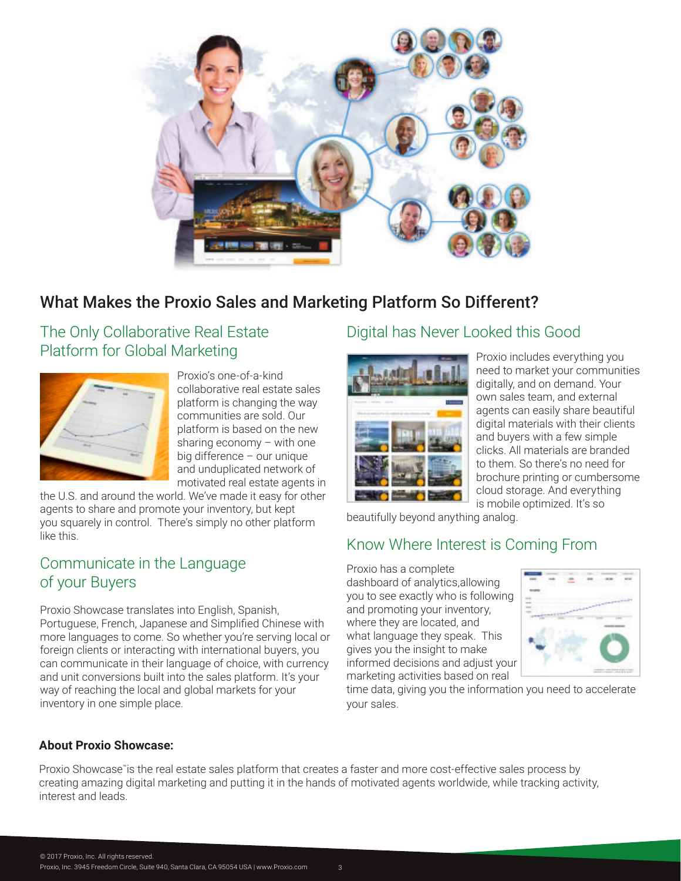## What Makes the Proxio Sales and Marketing Platform So Different?

### The Only Collaborative Real Estate Platform for Global Marketing

Proxio's one-of-a-kind collaborative real estate sales platform is changing the way communities are sold. Our platform is based on the new sharing economy – with one big difference – our unique and unduplicated network of motivated real estate agents in the U.S. and around the world. We've made it easy for other agents to share and promote your inventory, but kept you squarely in control. There's simply no other platform like this.

### Communicate in the Language of your Buyers

Proxio Showcase translates into English, Spanish, Portuguese, French, Japanese and Simplified Chinese with more languages to come. So whether you're serving local or foreign clients or interacting with international buyers, you can communicate in their language of choice, with currency and unit conversions built into the sales platform. It's your way of reaching the local and global markets for your inventory in one simple place.

### Digital has Never Looked this Good

Proxio includes everything you need to market your communities digitally, and on demand. Your own sales team, and external agents can easily share beautiful digital materials with their clients and buyers with a few simple clicks. All materials are branded to them. So there's no need for brochure printing or cumbersome cloud storage. And everything is mobile optimized. It's so beautifully beyond anything analog.

### Know Where Interest is Coming From

Proxio has a complete dashboard of analytics,allowing you to see exactly who is following and promoting your inventory, where they are located, and what language they speak. This gives you the insight to make informed decisions and adjust your marketing activities based on real time data, giving you the information you need to accelerate your sales.

**About Proxio Showcase:**

Proxio Showcase™ is the real estate sales platform that creates a faster and more cost-effective sales process by creating amazing digital marketing and putting it in the hands of motivated agents worldwide, while tracking activity, interest and leads.

© 2017 Proxio, Inc. All rights reserved.
Proxio, Inc. 3945 Freedom Circle, Suite 940, Santa Clara, CA 95054 USA | www.Proxio.com